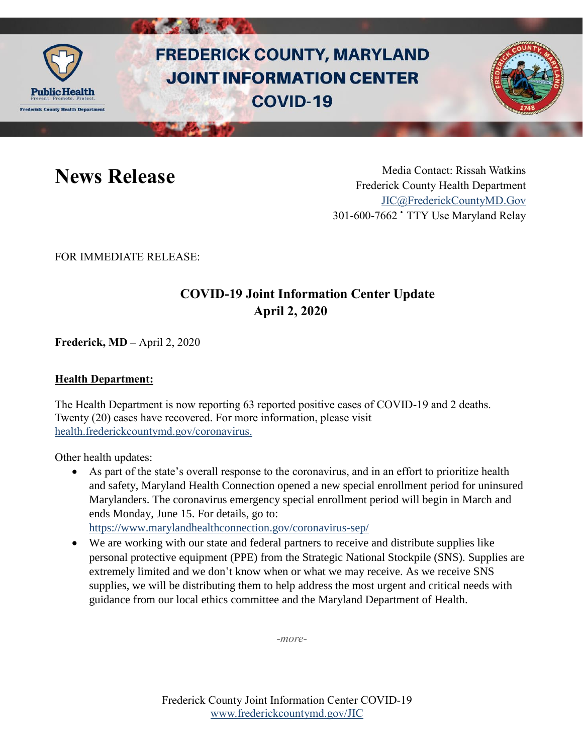# FREDERICK COUNTY, MARYLAND JOINT INFORMATION CENTER COVID-19

# News Release

Media Contact: Rissah Watkins
Frederick County Health Department
JIC@FrederickCountyMD.Gov
301-600-7662 • TTY Use Maryland Relay

FOR IMMEDIATE RELEASE:

## COVID-19 Joint Information Center Update
## April 2, 2020

**Frederick, MD –** April 2, 2020

**Health Department:**

The Health Department is now reporting 63 reported positive cases of COVID-19 and 2 deaths. Twenty (20) cases have recovered. For more information, please visit health.frederickcountymd.gov/coronavirus.

Other health updates:

- As part of the state's overall response to the coronavirus, and in an effort to prioritize health and safety, Maryland Health Connection opened a new special enrollment period for uninsured Marylanders. The coronavirus emergency special enrollment period will begin in March and ends Monday, June 15. For details, go to: https://www.marylandhealthconnection.gov/coronavirus-sep/
- We are working with our state and federal partners to receive and distribute supplies like personal protective equipment (PPE) from the Strategic National Stockpile (SNS). Supplies are extremely limited and we don't know when or what we may receive. As we receive SNS supplies, we will be distributing them to help address the most urgent and critical needs with guidance from our local ethics committee and the Maryland Department of Health.

*-more-*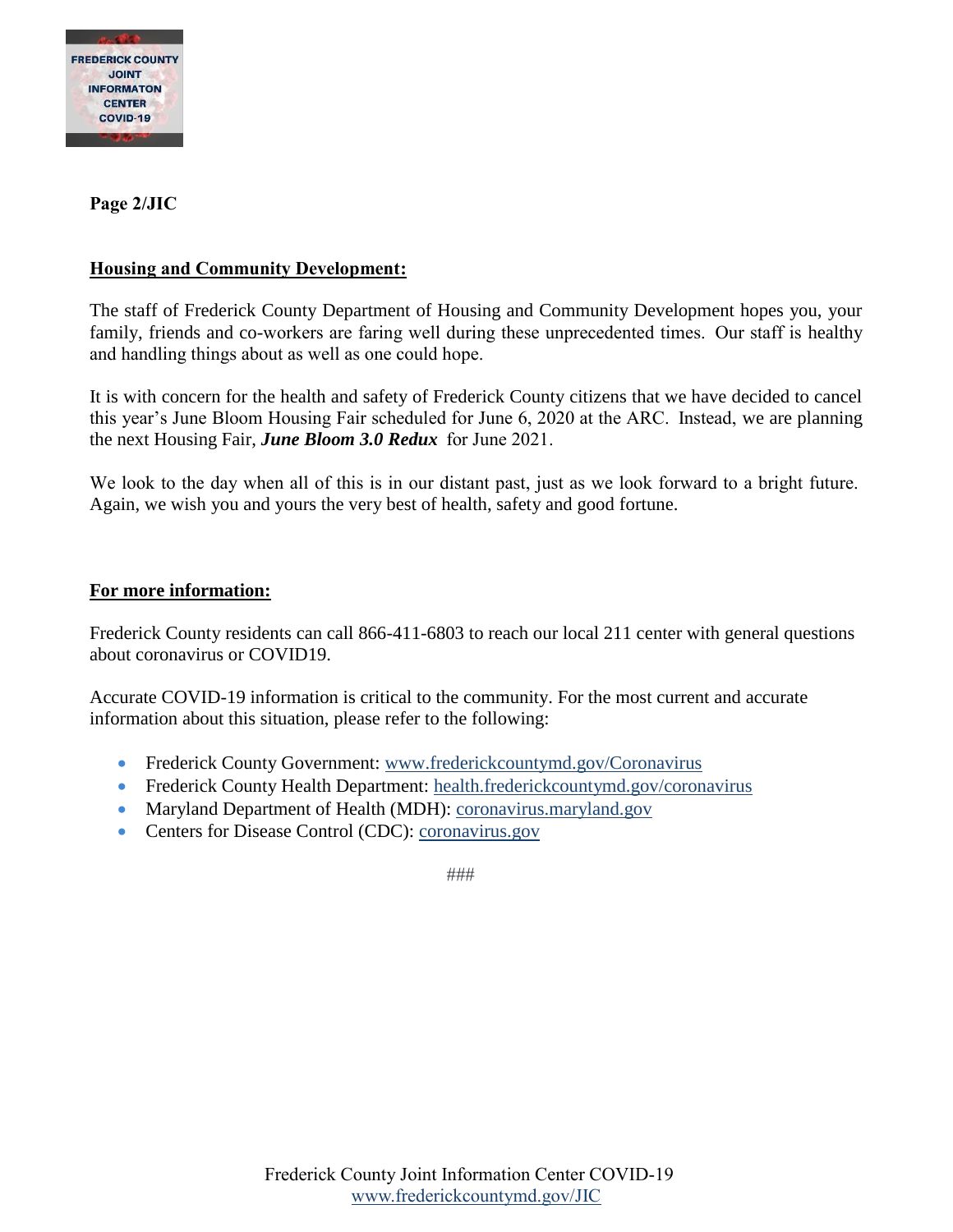**Page 2/JIC**

## Housing and Community Development:

The staff of Frederick County Department of Housing and Community Development hopes you, your family, friends and co-workers are faring well during these unprecedented times. Our staff is healthy and handling things about as well as one could hope.

It is with concern for the health and safety of Frederick County citizens that we have decided to cancel this year's June Bloom Housing Fair scheduled for June 6, 2020 at the ARC. Instead, we are planning the next Housing Fair, ***June Bloom 3.0 Redux*** for June 2021.

We look to the day when all of this is in our distant past, just as we look forward to a bright future. Again, we wish you and yours the very best of health, safety and good fortune.

## For more information:

Frederick County residents can call 866-411-6803 to reach our local 211 center with general questions about coronavirus or COVID19.

Accurate COVID-19 information is critical to the community. For the most current and accurate information about this situation, please refer to the following:

- Frederick County Government: www.frederickcountymd.gov/Coronavirus
- Frederick County Health Department: health.frederickcountymd.gov/coronavirus
- Maryland Department of Health (MDH): coronavirus.maryland.gov
- Centers for Disease Control (CDC): coronavirus.gov

###